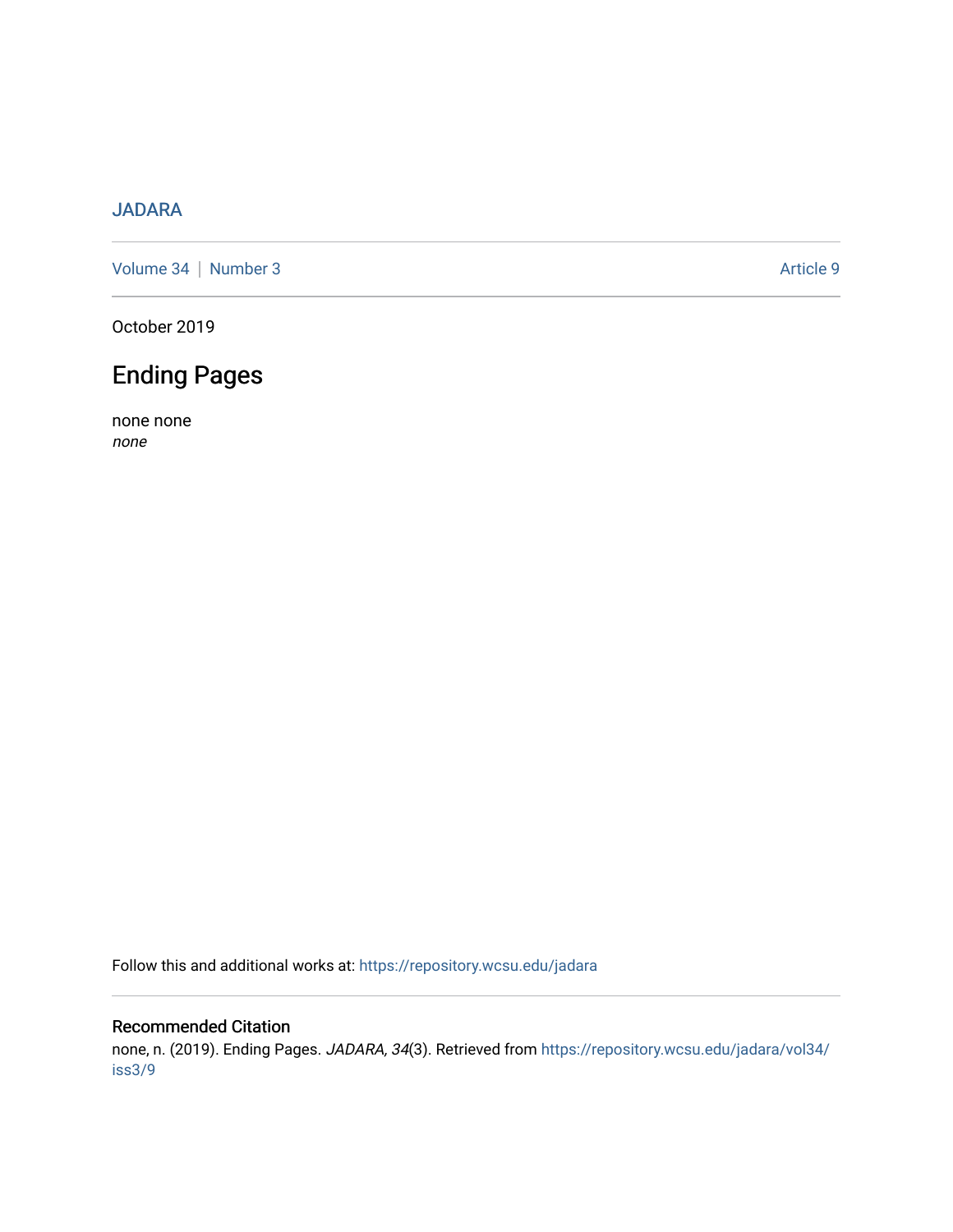JADARA

Volume 34 | Number 3 Article 9

October 2019

# Ending Pages

none none
*none*

Follow this and additional works at: https://repository.wcsu.edu/jadara

## Recommended Citation

none, n. (2019). Ending Pages. *JADARA, 34*(3). Retrieved from https://repository.wcsu.edu/jadara/vol34/iss3/9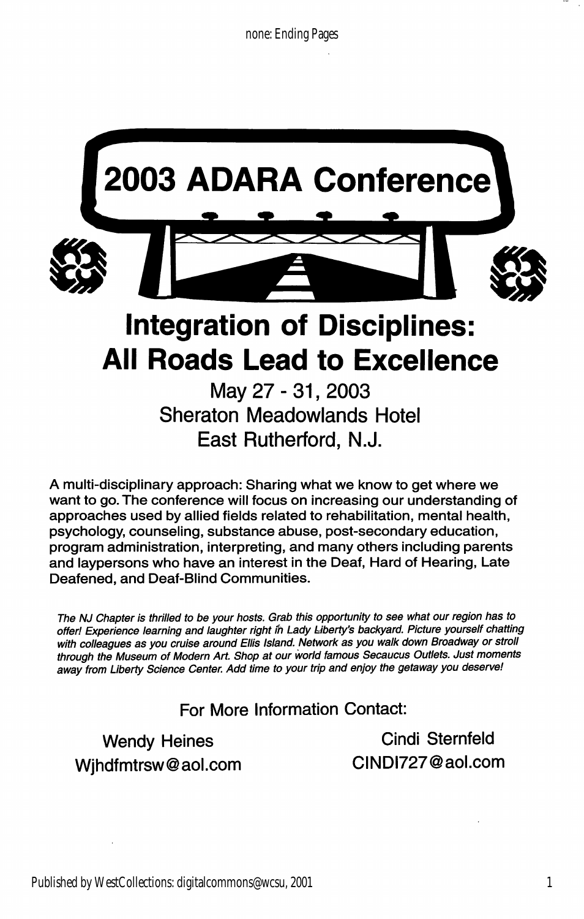# 2003 ADARA Conference

## Integration of Disciplines: All Roads Lead to Excellence

May 27 - 31, 2003
Sheraton Meadowlands Hotel
East Rutherford, N.J.

A multi-disciplinary approach: Sharing what we know to get where we want to go. The conference will focus on increasing our understanding of approaches used by allied fields related to rehabilitation, mental health, psychology, counseling, substance abuse, post-secondary education, program administration, interpreting, and many others including parents and laypersons who have an interest in the Deaf, Hard of Hearing, Late Deafened, and Deaf-Blind Communities.

*The NJ Chapter is thrilled to be your hosts. Grab this opportunity to see what our region has to offer! Experience learning and laughter right in Lady Liberty's backyard. Picture yourself chatting with colleagues as you cruise around Ellis Island. Network as you walk down Broadway or stroll through the Museum of Modern Art. Shop at our world famous Secaucus Outlets. Just moments away from Liberty Science Center. Add time to your trip and enjoy the getaway you deserve!*

For More Information Contact:

Wendy Heines
Wjhdfmtrsw@aol.com

Cindi Sternfeld
CINDI727@aol.com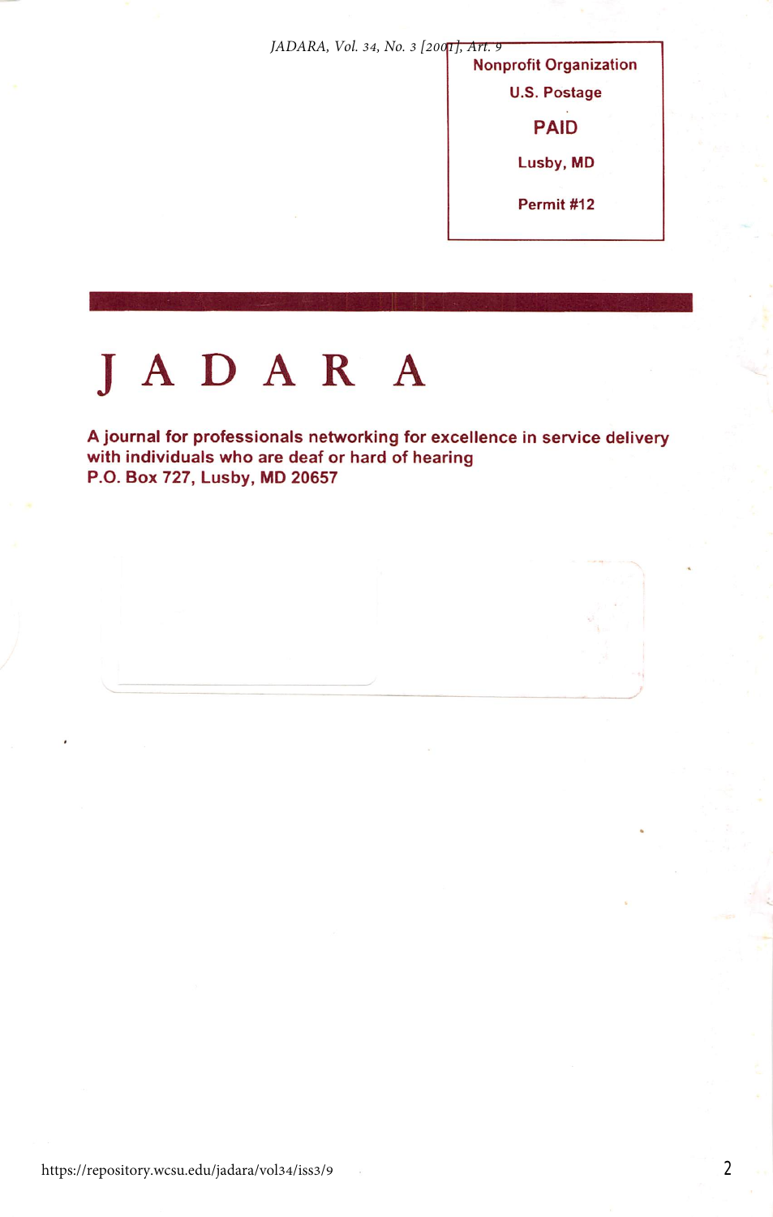Nonprofit Organization

U.S. Postage

PAID

Lusby, MD

Permit #12

# J A D A R A

**A journal for professionals networking for excellence in service delivery with individuals who are deaf or hard of hearing**
**P.O. Box 727, Lusby, MD 20657**